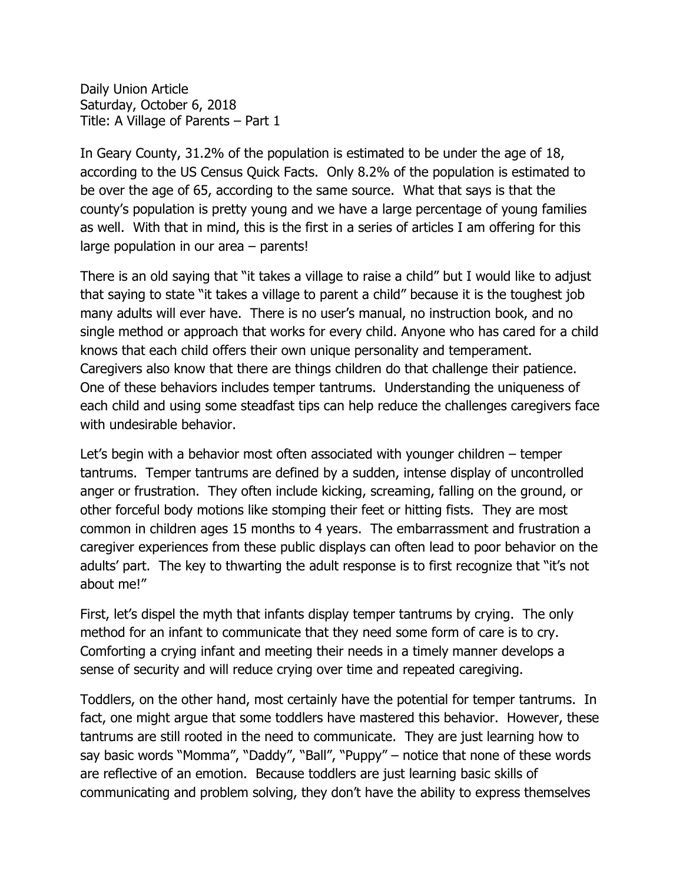Daily Union Article
Saturday, October 6, 2018
Title: A Village of Parents – Part 1

In Geary County, 31.2% of the population is estimated to be under the age of 18, according to the US Census Quick Facts. Only 8.2% of the population is estimated to be over the age of 65, according to the same source. What that says is that the county's population is pretty young and we have a large percentage of young families as well. With that in mind, this is the first in a series of articles I am offering for this large population in our area – parents!

There is an old saying that "it takes a village to raise a child" but I would like to adjust that saying to state "it takes a village to parent a child" because it is the toughest job many adults will ever have. There is no user's manual, no instruction book, and no single method or approach that works for every child. Anyone who has cared for a child knows that each child offers their own unique personality and temperament. Caregivers also know that there are things children do that challenge their patience. One of these behaviors includes temper tantrums. Understanding the uniqueness of each child and using some steadfast tips can help reduce the challenges caregivers face with undesirable behavior.

Let's begin with a behavior most often associated with younger children – temper tantrums. Temper tantrums are defined by a sudden, intense display of uncontrolled anger or frustration. They often include kicking, screaming, falling on the ground, or other forceful body motions like stomping their feet or hitting fists. They are most common in children ages 15 months to 4 years. The embarrassment and frustration a caregiver experiences from these public displays can often lead to poor behavior on the adults' part. The key to thwarting the adult response is to first recognize that "it's not about me!"

First, let's dispel the myth that infants display temper tantrums by crying. The only method for an infant to communicate that they need some form of care is to cry. Comforting a crying infant and meeting their needs in a timely manner develops a sense of security and will reduce crying over time and repeated caregiving.

Toddlers, on the other hand, most certainly have the potential for temper tantrums. In fact, one might argue that some toddlers have mastered this behavior. However, these tantrums are still rooted in the need to communicate. They are just learning how to say basic words "Momma", "Daddy", "Ball", "Puppy" – notice that none of these words are reflective of an emotion. Because toddlers are just learning basic skills of communicating and problem solving, they don't have the ability to express themselves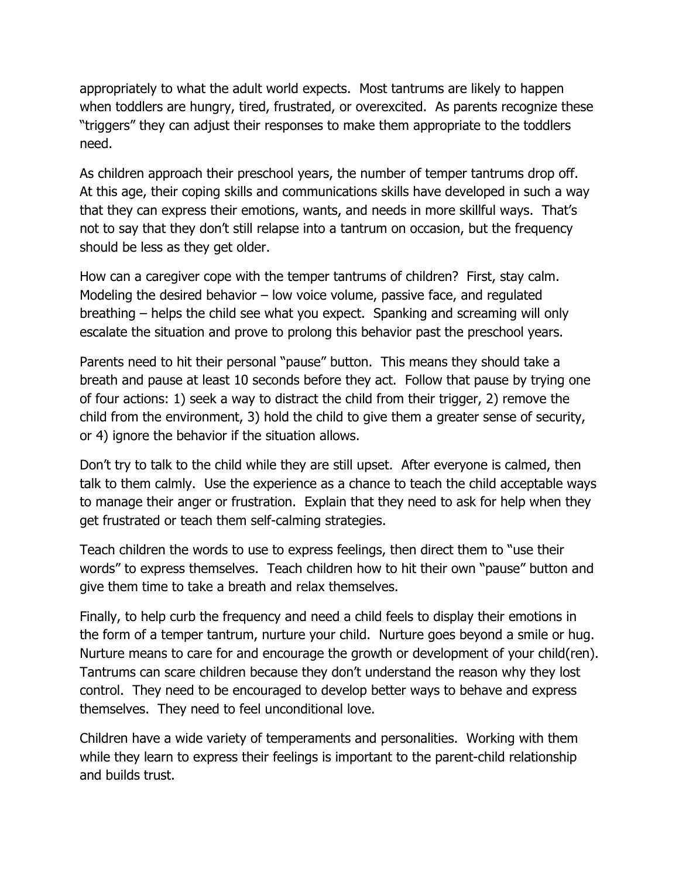appropriately to what the adult world expects. Most tantrums are likely to happen when toddlers are hungry, tired, frustrated, or overexcited. As parents recognize these "triggers" they can adjust their responses to make them appropriate to the toddlers need.

As children approach their preschool years, the number of temper tantrums drop off. At this age, their coping skills and communications skills have developed in such a way that they can express their emotions, wants, and needs in more skillful ways. That's not to say that they don't still relapse into a tantrum on occasion, but the frequency should be less as they get older.

How can a caregiver cope with the temper tantrums of children? First, stay calm. Modeling the desired behavior – low voice volume, passive face, and regulated breathing – helps the child see what you expect. Spanking and screaming will only escalate the situation and prove to prolong this behavior past the preschool years.

Parents need to hit their personal "pause" button. This means they should take a breath and pause at least 10 seconds before they act. Follow that pause by trying one of four actions: 1) seek a way to distract the child from their trigger, 2) remove the child from the environment, 3) hold the child to give them a greater sense of security, or 4) ignore the behavior if the situation allows.

Don't try to talk to the child while they are still upset. After everyone is calmed, then talk to them calmly. Use the experience as a chance to teach the child acceptable ways to manage their anger or frustration. Explain that they need to ask for help when they get frustrated or teach them self-calming strategies.

Teach children the words to use to express feelings, then direct them to "use their words" to express themselves. Teach children how to hit their own "pause" button and give them time to take a breath and relax themselves.

Finally, to help curb the frequency and need a child feels to display their emotions in the form of a temper tantrum, nurture your child. Nurture goes beyond a smile or hug. Nurture means to care for and encourage the growth or development of your child(ren). Tantrums can scare children because they don't understand the reason why they lost control. They need to be encouraged to develop better ways to behave and express themselves. They need to feel unconditional love.

Children have a wide variety of temperaments and personalities. Working with them while they learn to express their feelings is important to the parent-child relationship and builds trust.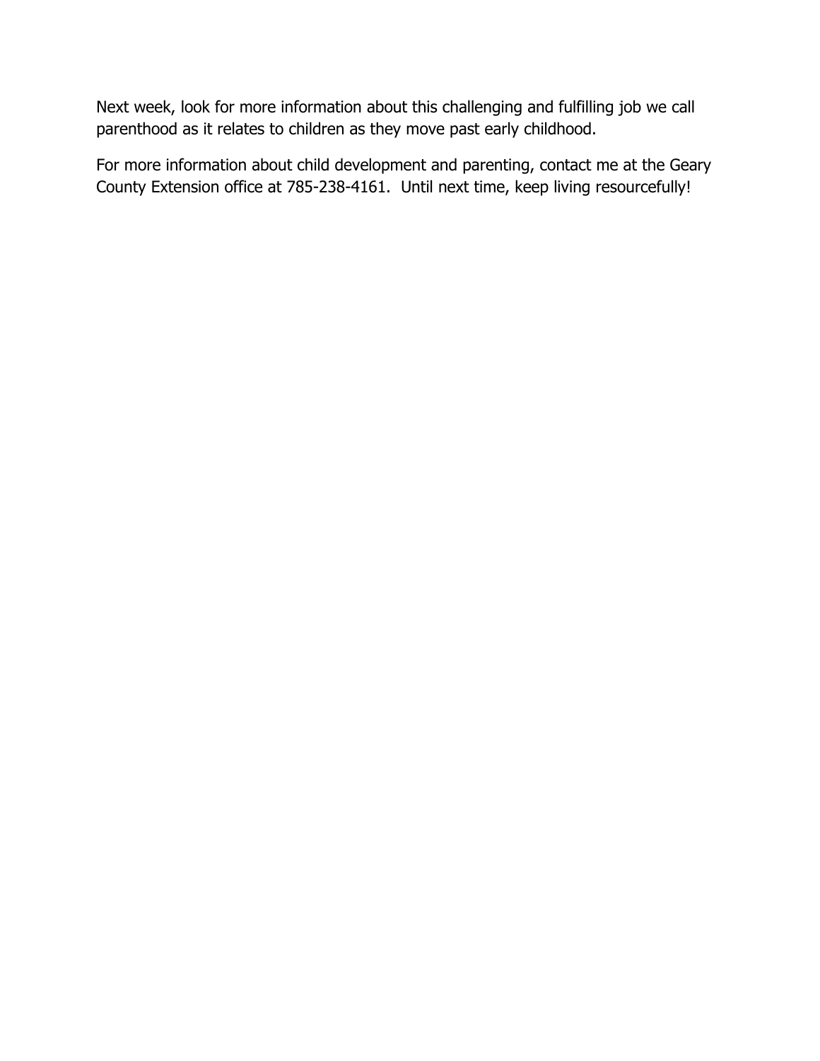Next week, look for more information about this challenging and fulfilling job we call parenthood as it relates to children as they move past early childhood.

For more information about child development and parenting, contact me at the Geary County Extension office at 785-238-4161. Until next time, keep living resourcefully!